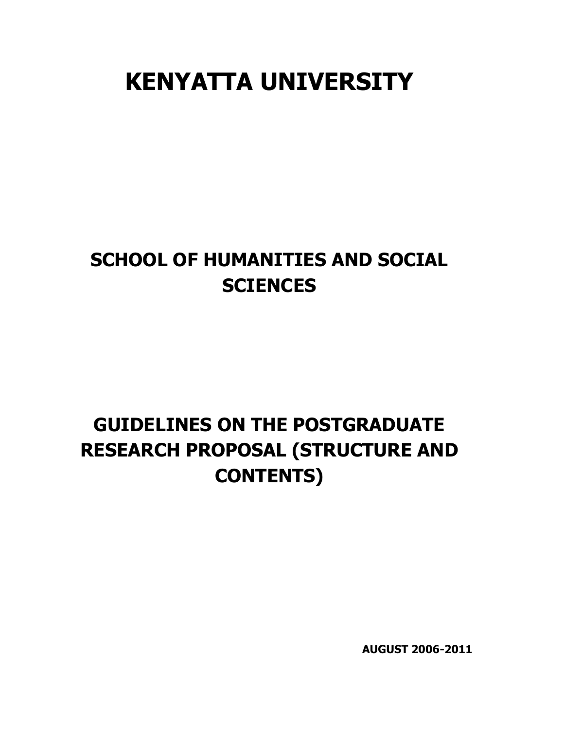# KENYATTA UNIVERSITY

## SCHOOL OF HUMANITIES AND SOCIAL SCIENCES

## GUIDELINES ON THE POSTGRADUATE RESEARCH PROPOSAL (STRUCTURE AND CONTENTS)

**AUGUST 2006-2011**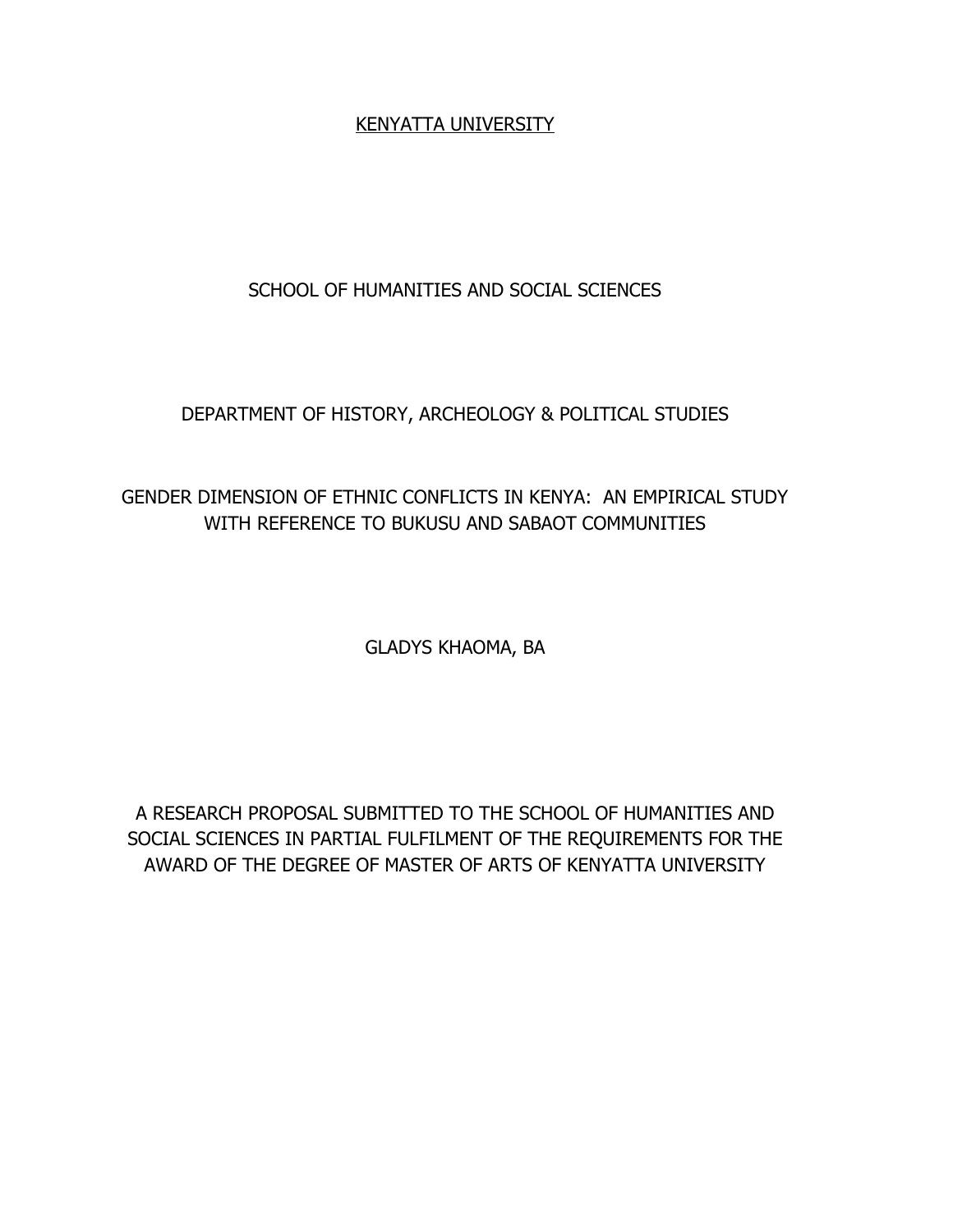<u>KENYATTA UNIVERSITY</u>

SCHOOL OF HUMANITIES AND SOCIAL SCIENCES

DEPARTMENT OF HISTORY, ARCHEOLOGY & POLITICAL STUDIES

# GENDER DIMENSION OF ETHNIC CONFLICTS IN KENYA: AN EMPIRICAL STUDY WITH REFERENCE TO BUKUSU AND SABAOT COMMUNITIES

GLADYS KHAOMA, BA

A RESEARCH PROPOSAL SUBMITTED TO THE SCHOOL OF HUMANITIES AND SOCIAL SCIENCES IN PARTIAL FULFILMENT OF THE REQUIREMENTS FOR THE AWARD OF THE DEGREE OF MASTER OF ARTS OF KENYATTA UNIVERSITY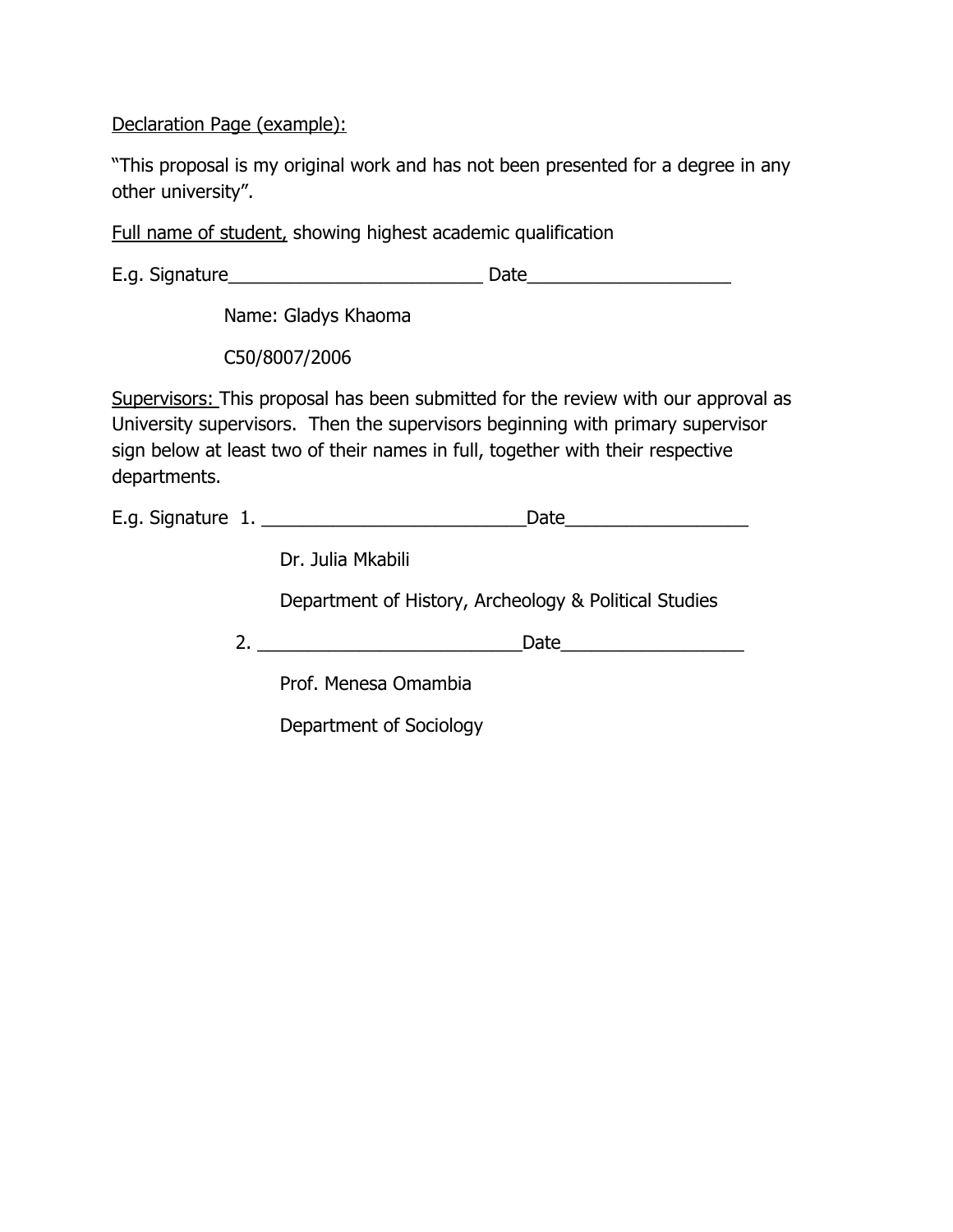<u>Declaration Page (example):</u>

"This proposal is my original work and has not been presented for a degree in any other university".

<u>Full name of student,</u> showing highest academic qualification

E.g. Signature__________________________ Date_____________________

Name: Gladys Khaoma

C50/8007/2006

<u>Supervisors:</u> This proposal has been submitted for the review with our approval as University supervisors. Then the supervisors beginning with primary supervisor sign below at least two of their names in full, together with their respective departments.

E.g. Signature 1. ___________________________Date___________________

Dr. Julia Mkabili

Department of History, Archeology & Political Studies

2. ___________________________Date___________________

Prof. Menesa Omambia

Department of Sociology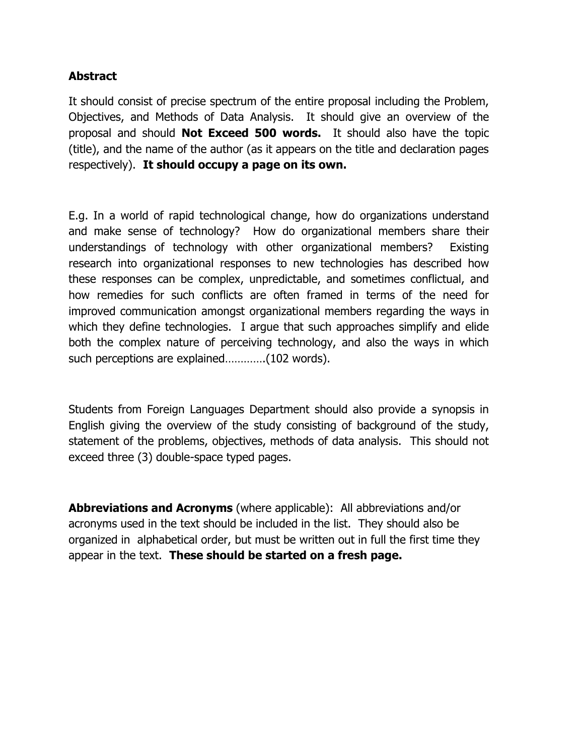**Abstract**

It should consist of precise spectrum of the entire proposal including the Problem, Objectives, and Methods of Data Analysis. It should give an overview of the proposal and should **Not Exceed 500 words.** It should also have the topic (title), and the name of the author (as it appears on the title and declaration pages respectively). **It should occupy a page on its own.**

E.g. In a world of rapid technological change, how do organizations understand and make sense of technology? How do organizational members share their understandings of technology with other organizational members? Existing research into organizational responses to new technologies has described how these responses can be complex, unpredictable, and sometimes conflictual, and how remedies for such conflicts are often framed in terms of the need for improved communication amongst organizational members regarding the ways in which they define technologies. I argue that such approaches simplify and elide both the complex nature of perceiving technology, and also the ways in which such perceptions are explained…………(102 words).

Students from Foreign Languages Department should also provide a synopsis in English giving the overview of the study consisting of background of the study, statement of the problems, objectives, methods of data analysis. This should not exceed three (3) double-space typed pages.

**Abbreviations and Acronyms** (where applicable): All abbreviations and/or acronyms used in the text should be included in the list. They should also be organized in alphabetical order, but must be written out in full the first time they appear in the text. **These should be started on a fresh page.**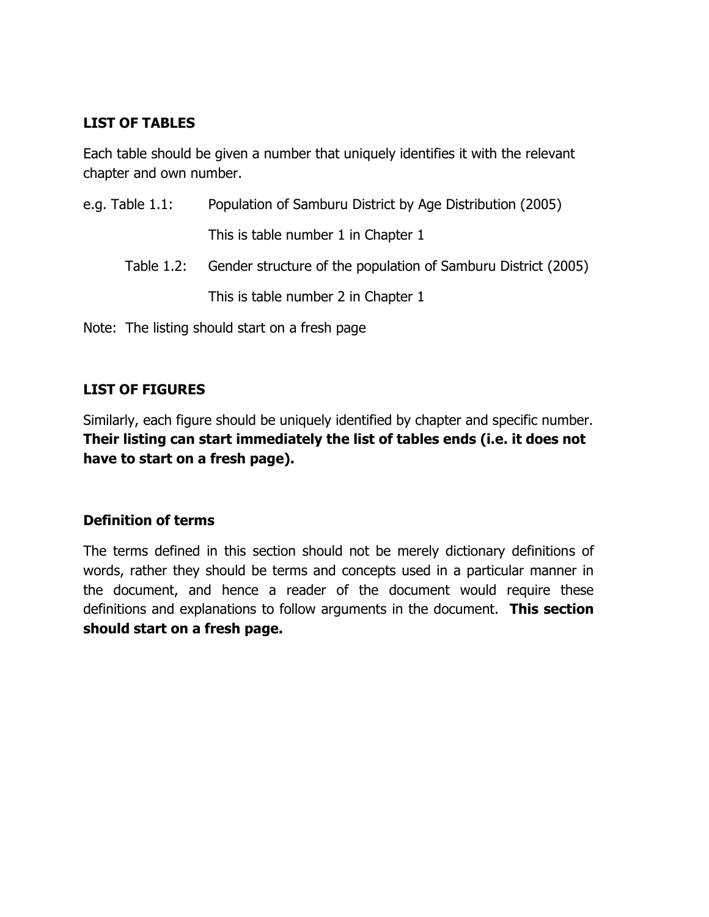**LIST OF TABLES**

Each table should be given a number that uniquely identifies it with the relevant chapter and own number.

e.g. Table 1.1: Population of Samburu District by Age Distribution (2005)

This is table number 1 in Chapter 1

Table 1.2: Gender structure of the population of Samburu District (2005)

This is table number 2 in Chapter 1

Note: The listing should start on a fresh page

**LIST OF FIGURES**

Similarly, each figure should be uniquely identified by chapter and specific number. **Their listing can start immediately the list of tables ends (i.e. it does not have to start on a fresh page).**

**Definition of terms**

The terms defined in this section should not be merely dictionary definitions of words, rather they should be terms and concepts used in a particular manner in the document, and hence a reader of the document would require these definitions and explanations to follow arguments in the document. **This section should start on a fresh page.**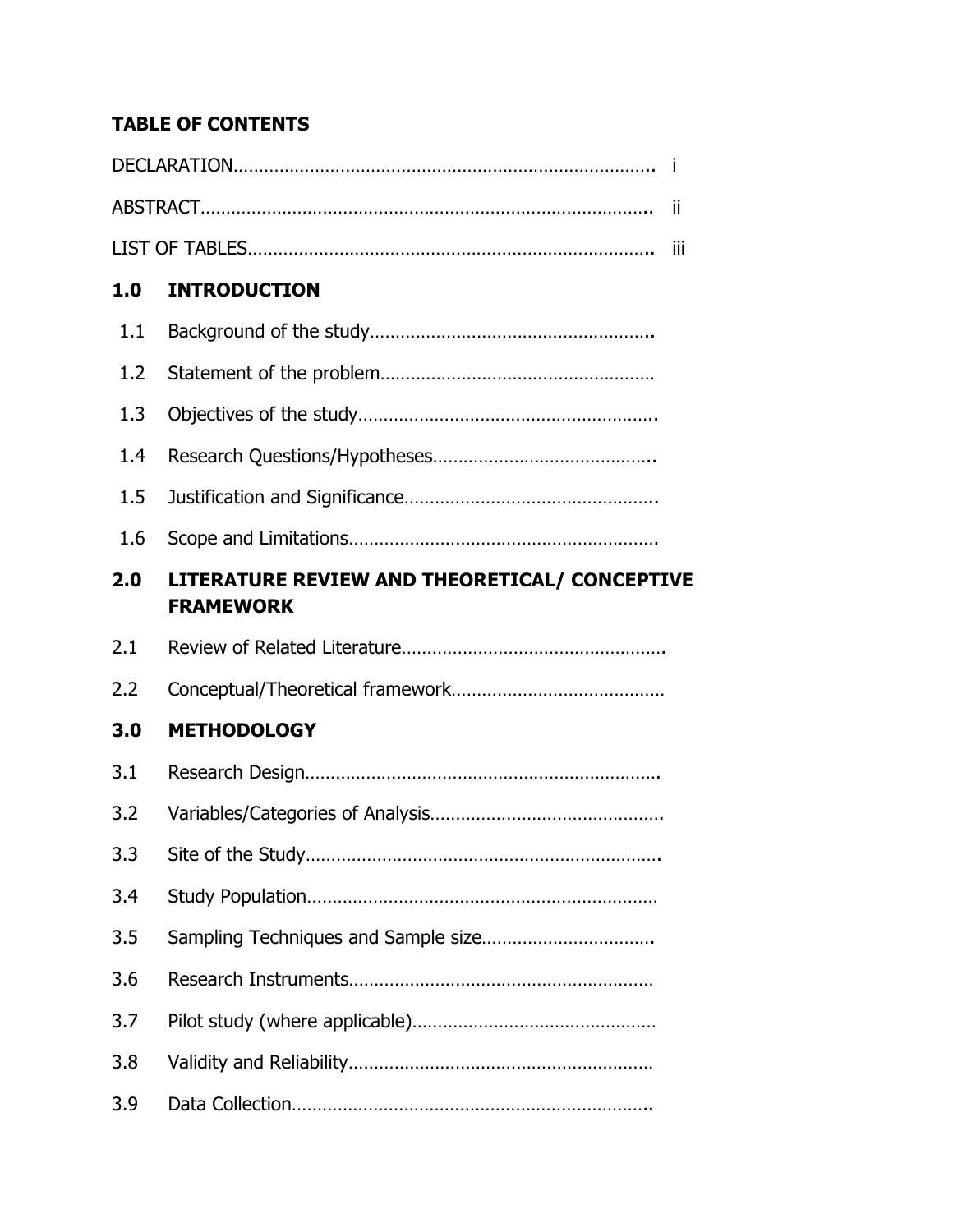## TABLE OF CONTENTS

DECLARATION………………………………………………………………………. i

ABSTRACT……………………………………………………………………………. ii

LIST OF TABLES…………………………………………………………………….. iii

**1.0 INTRODUCTION**

1.1 Background of the study……………………………………………….

1.2 Statement of the problem……………………………………………

1.3 Objectives of the study………………………………………………..

1.4 Research Questions/Hypotheses…………………………………..

1.5 Justification and Significance………………………………………..

1.6 Scope and Limitations…………………………………………………

**2.0 LITERATURE REVIEW AND THEORETICAL/ CONCEPTIVE FRAMEWORK**

2.1 Review of Related Literature…………………………………………..

2.2 Conceptual/Theoretical framework…………………………………

**3.0 METHODOLOGY**

3.1 Research Design…………………………………………………………..

3.2 Variables/Categories of Analysis……………………………………..

3.3 Site of the Study…………………………………………………………..

3.4 Study Population…………………………………………………………

3.5 Sampling Techniques and Sample size…………………………….

3.6 Research Instruments…………………………………………………

3.7 Pilot study (where applicable)………………………………………

3.8 Validity and Reliability…………………………………………………

3.9 Data Collection…………………………………………………………….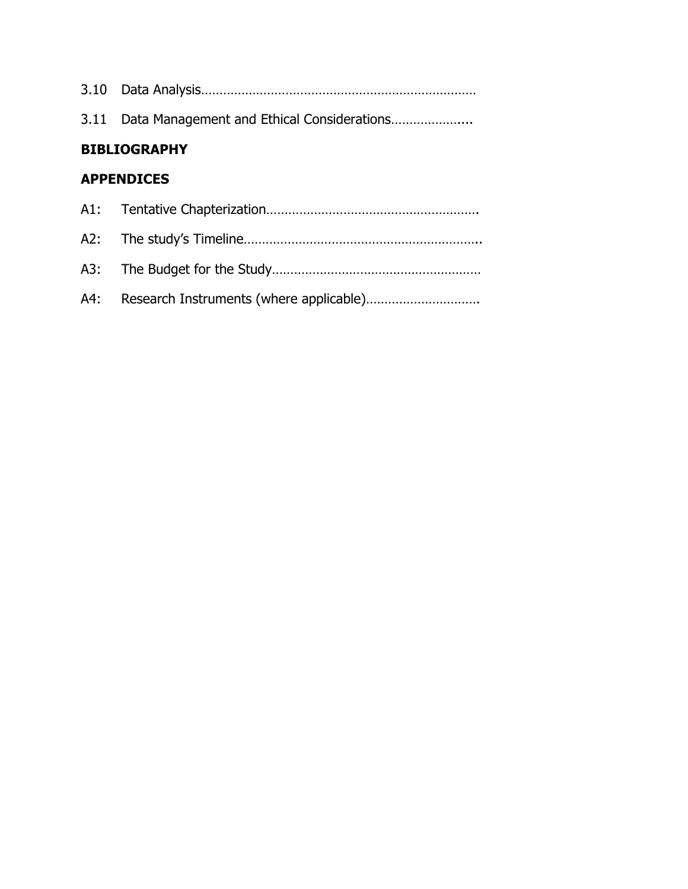3.10 Data Analysis……………………………………………………………………

3.11 Data Management and Ethical Considerations………………....

**BIBLIOGRAPHY**

**APPENDICES**

A1: Tentative Chapterization……………………………………………….

A2: The study's Timeline………………………………………………………..

A3: The Budget for the Study…………………………………………………

A4: Research Instruments (where applicable)………………………….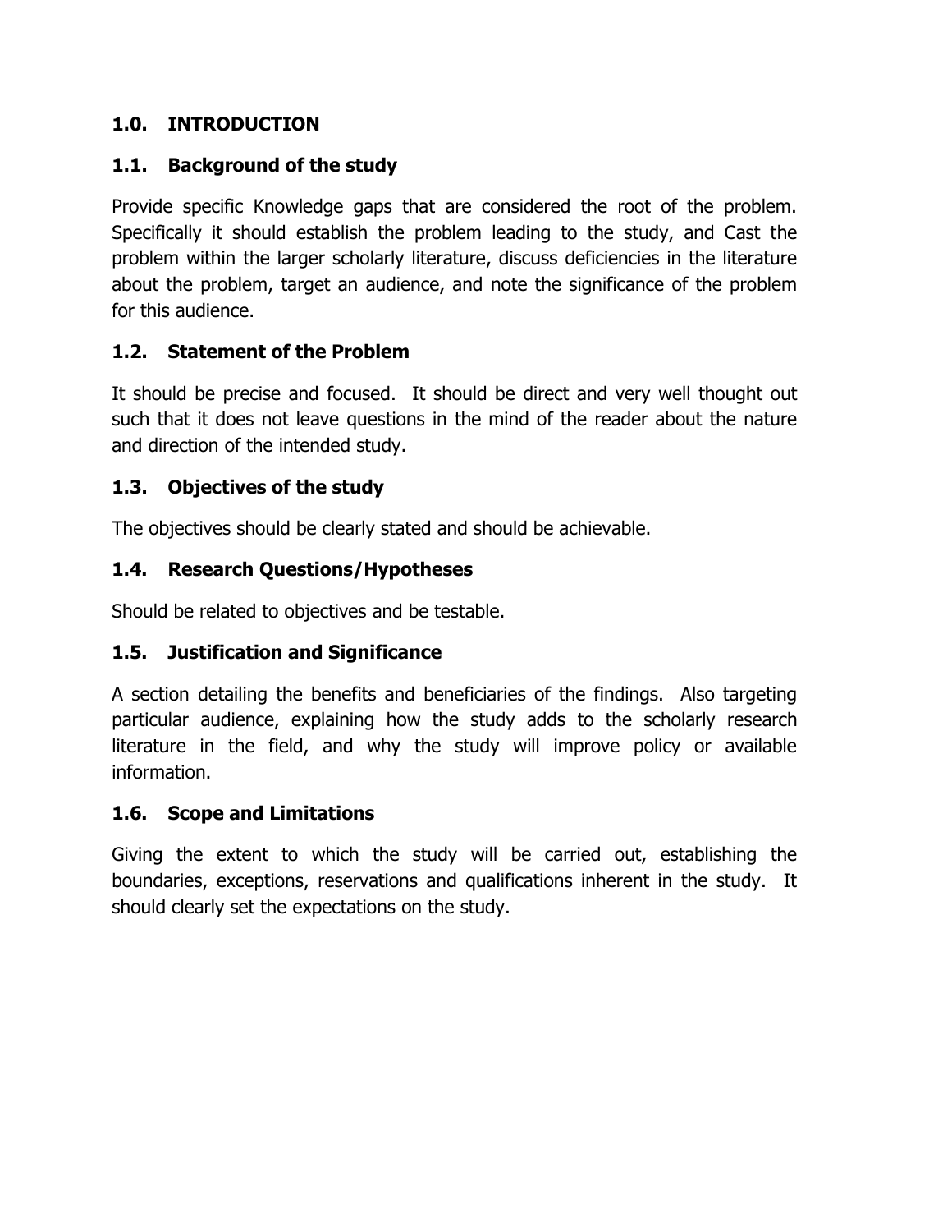## 1.0. INTRODUCTION

### 1.1. Background of the study

Provide specific Knowledge gaps that are considered the root of the problem. Specifically it should establish the problem leading to the study, and Cast the problem within the larger scholarly literature, discuss deficiencies in the literature about the problem, target an audience, and note the significance of the problem for this audience.

### 1.2. Statement of the Problem

It should be precise and focused. It should be direct and very well thought out such that it does not leave questions in the mind of the reader about the nature and direction of the intended study.

### 1.3. Objectives of the study

The objectives should be clearly stated and should be achievable.

### 1.4. Research Questions/Hypotheses

Should be related to objectives and be testable.

### 1.5. Justification and Significance

A section detailing the benefits and beneficiaries of the findings. Also targeting particular audience, explaining how the study adds to the scholarly research literature in the field, and why the study will improve policy or available information.

### 1.6. Scope and Limitations

Giving the extent to which the study will be carried out, establishing the boundaries, exceptions, reservations and qualifications inherent in the study. It should clearly set the expectations on the study.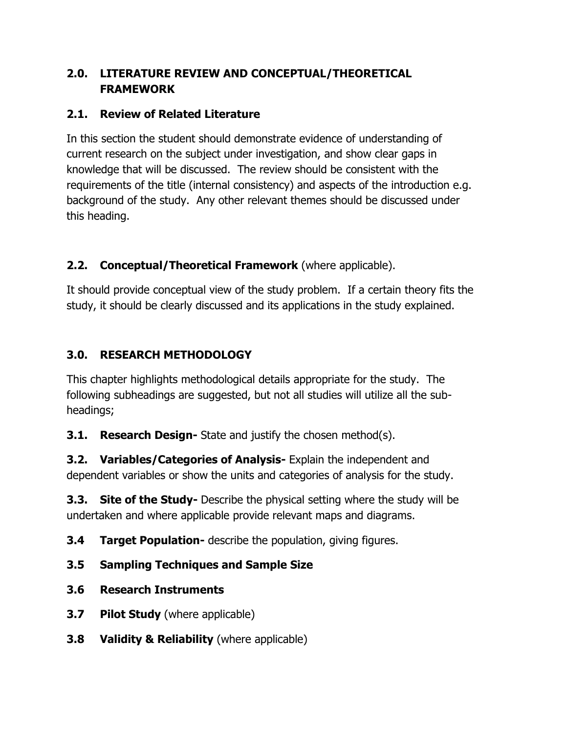## 2.0. LITERATURE REVIEW AND CONCEPTUAL/THEORETICAL FRAMEWORK

### 2.1. Review of Related Literature

In this section the student should demonstrate evidence of understanding of current research on the subject under investigation, and show clear gaps in knowledge that will be discussed. The review should be consistent with the requirements of the title (internal consistency) and aspects of the introduction e.g. background of the study. Any other relevant themes should be discussed under this heading.

### 2.2. Conceptual/Theoretical Framework (where applicable).

It should provide conceptual view of the study problem. If a certain theory fits the study, it should be clearly discussed and its applications in the study explained.

## 3.0. RESEARCH METHODOLOGY

This chapter highlights methodological details appropriate for the study. The following subheadings are suggested, but not all studies will utilize all the sub-headings;

**3.1. Research Design-** State and justify the chosen method(s).

**3.2. Variables/Categories of Analysis-** Explain the independent and dependent variables or show the units and categories of analysis for the study.

**3.3. Site of the Study-** Describe the physical setting where the study will be undertaken and where applicable provide relevant maps and diagrams.

**3.4 Target Population-** describe the population, giving figures.

**3.5 Sampling Techniques and Sample Size**

**3.6 Research Instruments**

**3.7 Pilot Study** (where applicable)

**3.8 Validity & Reliability** (where applicable)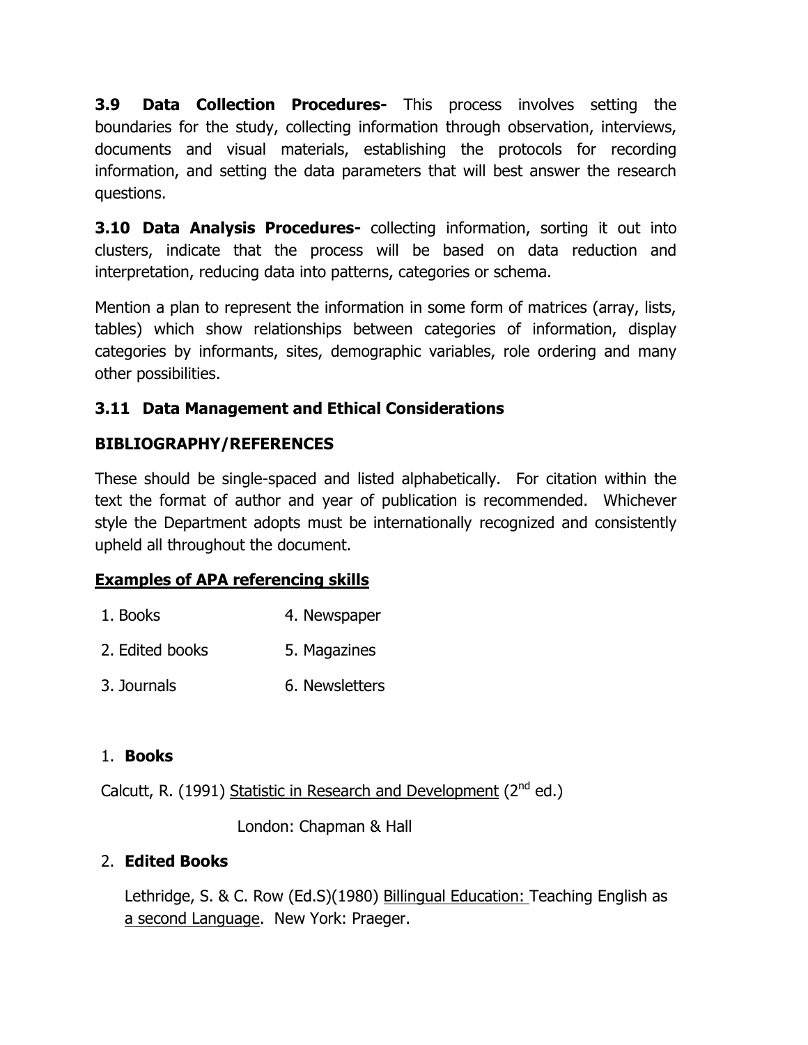**3.9 Data Collection Procedures-** This process involves setting the boundaries for the study, collecting information through observation, interviews, documents and visual materials, establishing the protocols for recording information, and setting the data parameters that will best answer the research questions.

**3.10 Data Analysis Procedures-** collecting information, sorting it out into clusters, indicate that the process will be based on data reduction and interpretation, reducing data into patterns, categories or schema.

Mention a plan to represent the information in some form of matrices (array, lists, tables) which show relationships between categories of information, display categories by informants, sites, demographic variables, role ordering and many other possibilities.

**3.11 Data Management and Ethical Considerations**

**BIBLIOGRAPHY/REFERENCES**

These should be single-spaced and listed alphabetically. For citation within the text the format of author and year of publication is recommended. Whichever style the Department adopts must be internationally recognized and consistently upheld all throughout the document.

**<u>Examples of APA referencing skills</u>**

1. Books
2. Edited books
3. Journals
4. Newspaper
5. Magazines
6. Newsletters

1. **Books**

Calcutt, R. (1991) <u>Statistic in Research and Development</u> (2nd ed.)

London: Chapman & Hall

2. **Edited Books**

Lethridge, S. & C. Row (Ed.S)(1980) <u>Billingual Education:</u> Teaching English as <u>a second Language</u>. New York: Praeger.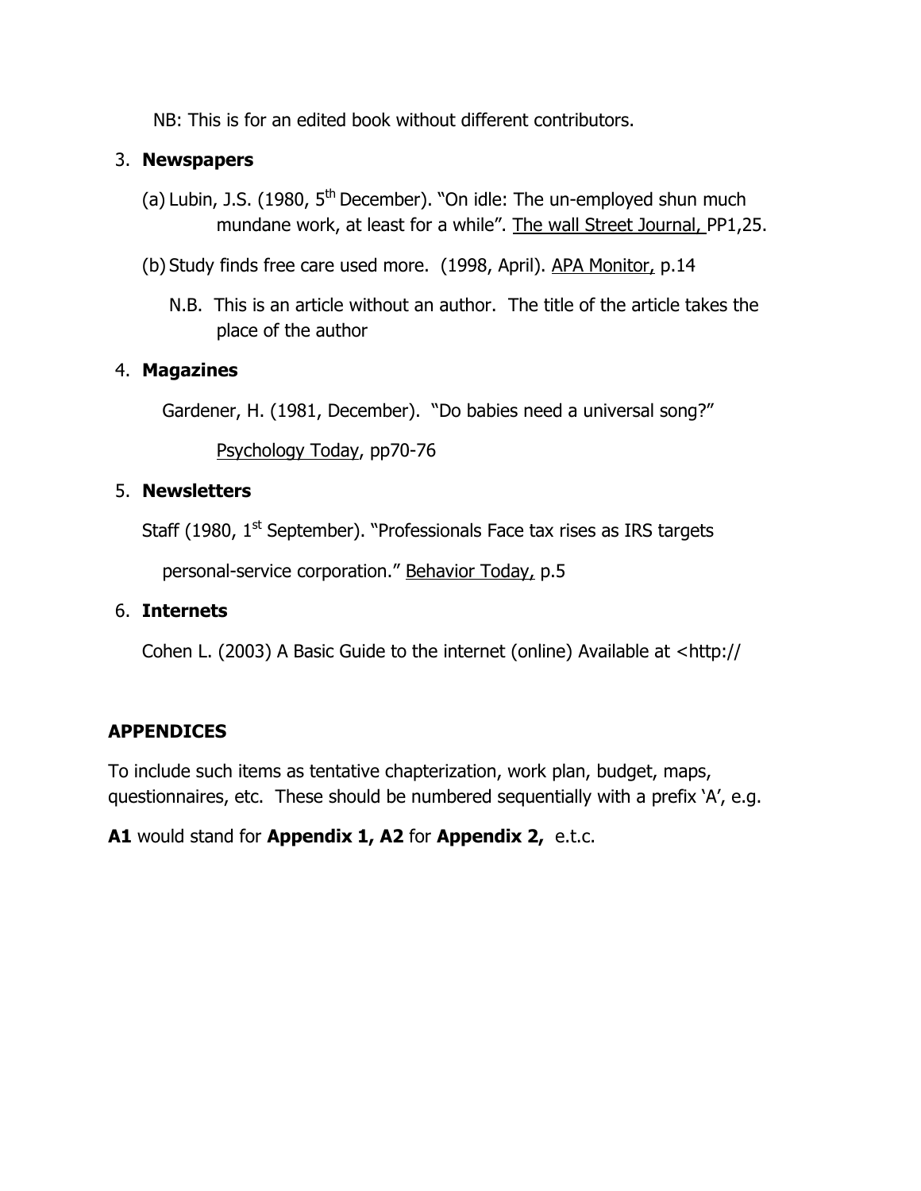NB: This is for an edited book without different contributors.

3. **Newspapers**

   (a) Lubin, J.S. (1980, 5th December). "On idle: The un-employed shun much mundane work, at least for a while". The wall Street Journal, PP1,25.

   (b) Study finds free care used more. (1998, April). APA Monitor, p.14

   N.B. This is an article without an author. The title of the article takes the place of the author

4. **Magazines**

   Gardener, H. (1981, December). "Do babies need a universal song?" Psychology Today, pp70-76

5. **Newsletters**

   Staff (1980, 1st September). "Professionals Face tax rises as IRS targets personal-service corporation." Behavior Today, p.5

6. **Internets**

   Cohen L. (2003) A Basic Guide to the internet (online) Available at <http://

**APPENDICES**

To include such items as tentative chapterization, work plan, budget, maps, questionnaires, etc. These should be numbered sequentially with a prefix 'A', e.g.

**A1** would stand for **Appendix 1, A2** for **Appendix 2,** e.t.c.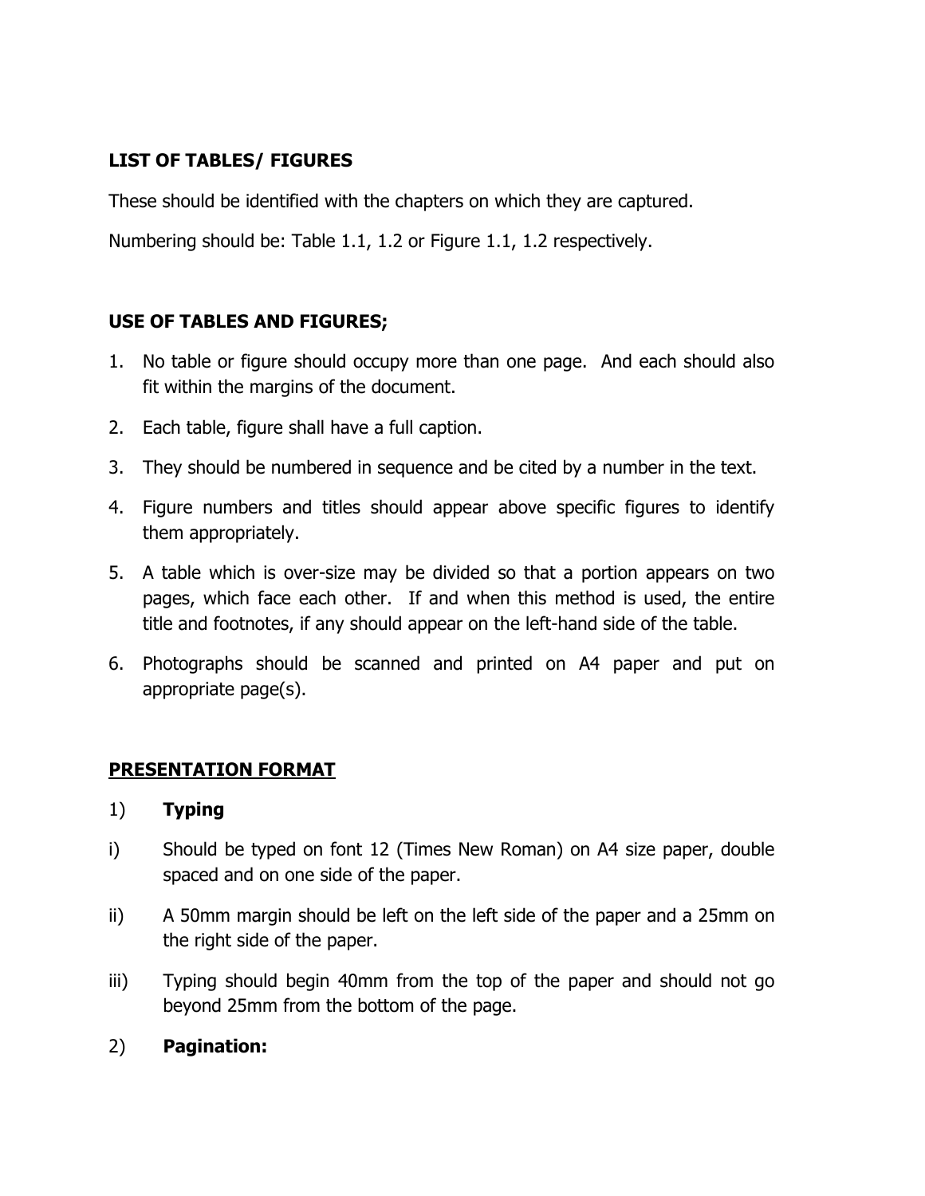**LIST OF TABLES/ FIGURES**

These should be identified with the chapters on which they are captured.

Numbering should be: Table 1.1, 1.2 or Figure 1.1, 1.2 respectively.

**USE OF TABLES AND FIGURES;**

1. No table or figure should occupy more than one page. And each should also fit within the margins of the document.
2. Each table, figure shall have a full caption.
3. They should be numbered in sequence and be cited by a number in the text.
4. Figure numbers and titles should appear above specific figures to identify them appropriately.
5. A table which is over-size may be divided so that a portion appears on two pages, which face each other. If and when this method is used, the entire title and footnotes, if any should appear on the left-hand side of the table.
6. Photographs should be scanned and printed on A4 paper and put on appropriate page(s).

**<u>PRESENTATION FORMAT</u>**

1) **Typing**

i) Should be typed on font 12 (Times New Roman) on A4 size paper, double spaced and on one side of the paper.

ii) A 50mm margin should be left on the left side of the paper and a 25mm on the right side of the paper.

iii) Typing should begin 40mm from the top of the paper and should not go beyond 25mm from the bottom of the page.

2) **Pagination:**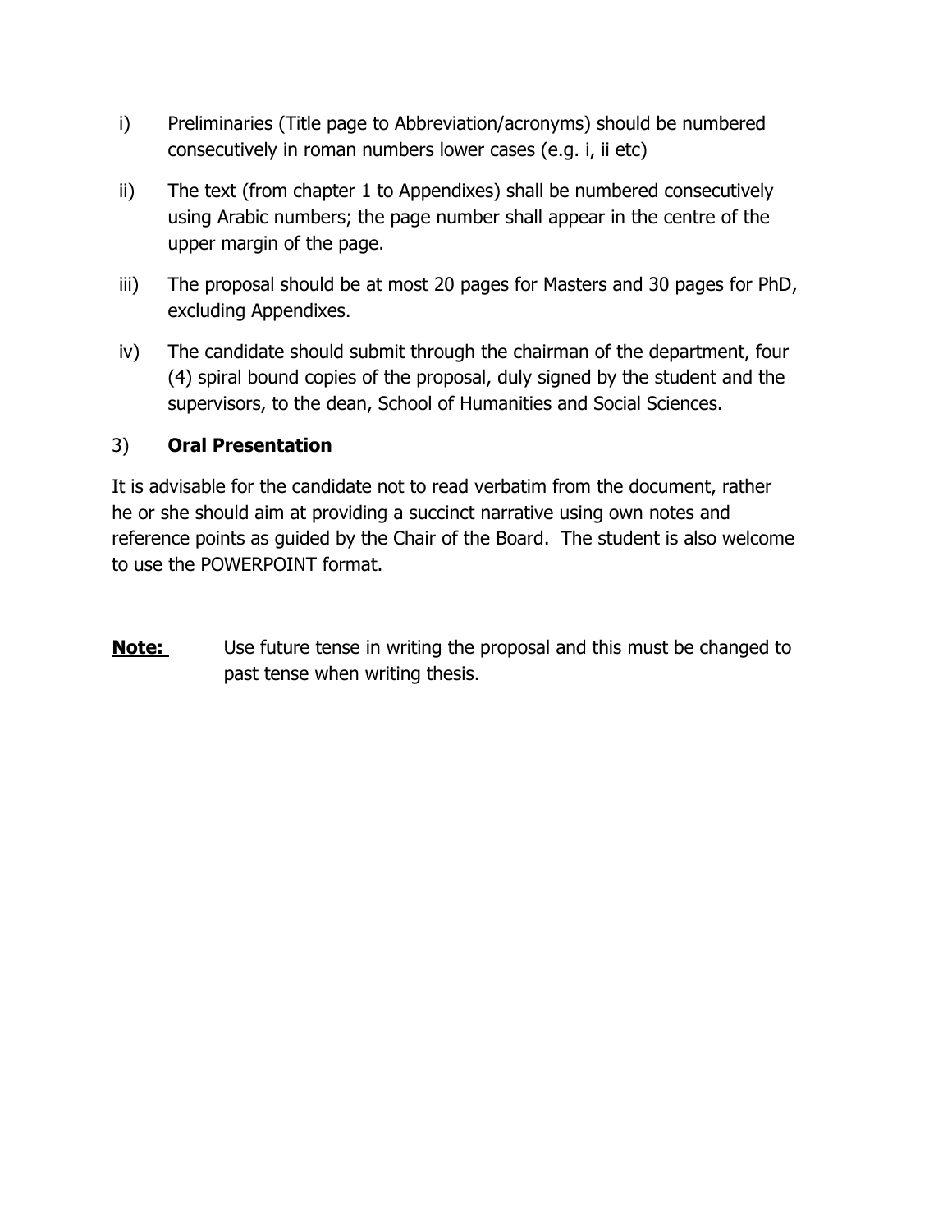i) Preliminaries (Title page to Abbreviation/acronyms) should be numbered consecutively in roman numbers lower cases (e.g. i, ii etc)

ii) The text (from chapter 1 to Appendixes) shall be numbered consecutively using Arabic numbers; the page number shall appear in the centre of the upper margin of the page.

iii) The proposal should be at most 20 pages for Masters and 30 pages for PhD, excluding Appendixes.

iv) The candidate should submit through the chairman of the department, four (4) spiral bound copies of the proposal, duly signed by the student and the supervisors, to the dean, School of Humanities and Social Sciences.

3) **Oral Presentation**

It is advisable for the candidate not to read verbatim from the document, rather he or she should aim at providing a succinct narrative using own notes and reference points as guided by the Chair of the Board. The student is also welcome to use the POWERPOINT format.

**Note:** Use future tense in writing the proposal and this must be changed to past tense when writing thesis.